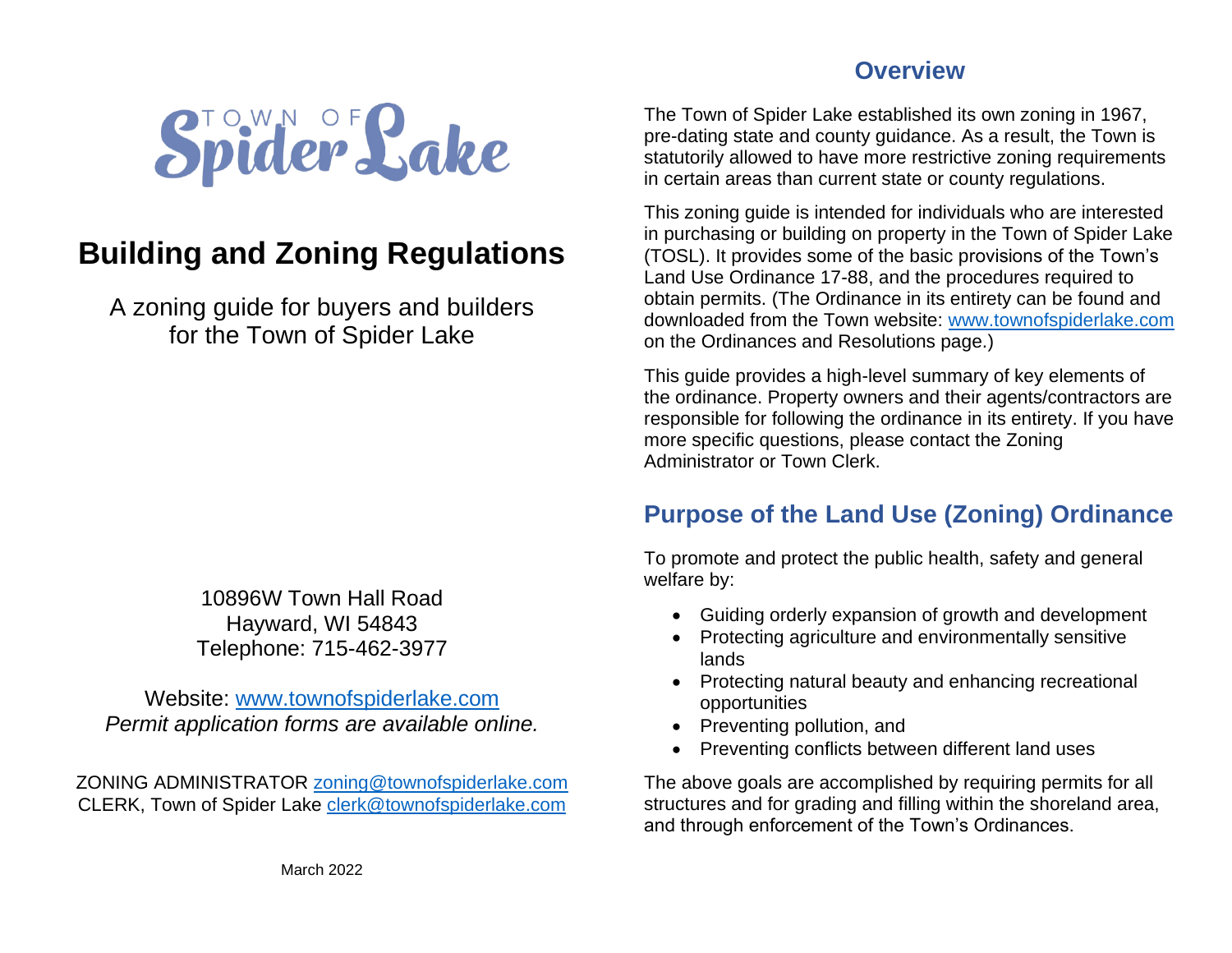Town of Spider Lake

# Building and Zoning Regulations

A zoning guide for buyers and builders
for the Town of Spider Lake

10896W Town Hall Road
Hayward, WI 54843
Telephone: 715-462-3977

Website: www.townofspiderlake.com
*Permit application forms are available online.*

ZONING ADMINISTRATOR zoning@townofspiderlake.com
CLERK, Town of Spider Lake clerk@townofspiderlake.com

March 2022

## Overview

The Town of Spider Lake established its own zoning in 1967, pre-dating state and county guidance. As a result, the Town is statutorily allowed to have more restrictive zoning requirements in certain areas than current state or county regulations.

This zoning guide is intended for individuals who are interested in purchasing or building on property in the Town of Spider Lake (TOSL). It provides some of the basic provisions of the Town's Land Use Ordinance 17-88, and the procedures required to obtain permits. (The Ordinance in its entirety can be found and downloaded from the Town website: www.townofspiderlake.com on the Ordinances and Resolutions page.)

This guide provides a high-level summary of key elements of the ordinance. Property owners and their agents/contractors are responsible for following the ordinance in its entirety. If you have more specific questions, please contact the Zoning Administrator or Town Clerk.

## Purpose of the Land Use (Zoning) Ordinance

To promote and protect the public health, safety and general welfare by:

- Guiding orderly expansion of growth and development
- Protecting agriculture and environmentally sensitive lands
- Protecting natural beauty and enhancing recreational opportunities
- Preventing pollution, and
- Preventing conflicts between different land uses

The above goals are accomplished by requiring permits for all structures and for grading and filling within the shoreland area, and through enforcement of the Town's Ordinances.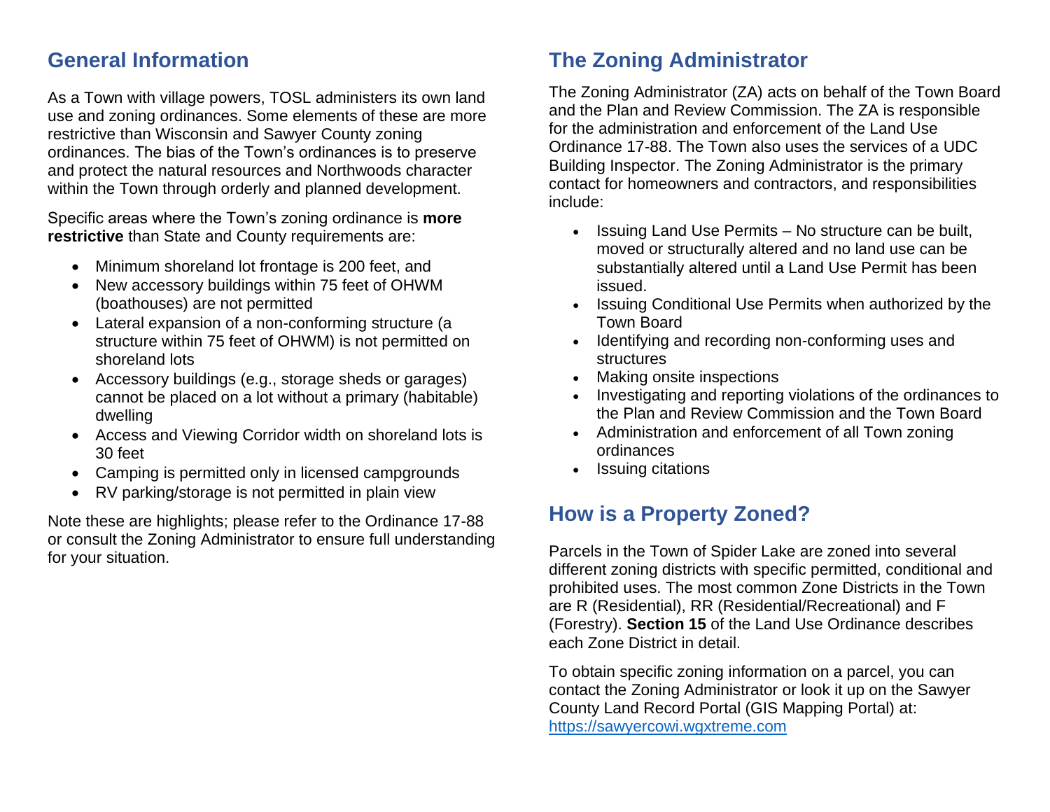## General Information

As a Town with village powers, TOSL administers its own land use and zoning ordinances. Some elements of these are more restrictive than Wisconsin and Sawyer County zoning ordinances. The bias of the Town's ordinances is to preserve and protect the natural resources and Northwoods character within the Town through orderly and planned development.

Specific areas where the Town's zoning ordinance is **more restrictive** than State and County requirements are:

- Minimum shoreland lot frontage is 200 feet, and
- New accessory buildings within 75 feet of OHWM (boathouses) are not permitted
- Lateral expansion of a non-conforming structure (a structure within 75 feet of OHWM) is not permitted on shoreland lots
- Accessory buildings (e.g., storage sheds or garages) cannot be placed on a lot without a primary (habitable) dwelling
- Access and Viewing Corridor width on shoreland lots is 30 feet
- Camping is permitted only in licensed campgrounds
- RV parking/storage is not permitted in plain view

Note these are highlights; please refer to the Ordinance 17-88 or consult the Zoning Administrator to ensure full understanding for your situation.

## The Zoning Administrator

The Zoning Administrator (ZA) acts on behalf of the Town Board and the Plan and Review Commission. The ZA is responsible for the administration and enforcement of the Land Use Ordinance 17-88. The Town also uses the services of a UDC Building Inspector. The Zoning Administrator is the primary contact for homeowners and contractors, and responsibilities include:

- Issuing Land Use Permits – No structure can be built, moved or structurally altered and no land use can be substantially altered until a Land Use Permit has been issued.
- Issuing Conditional Use Permits when authorized by the Town Board
- Identifying and recording non-conforming uses and structures
- Making onsite inspections
- Investigating and reporting violations of the ordinances to the Plan and Review Commission and the Town Board
- Administration and enforcement of all Town zoning ordinances
- Issuing citations

## How is a Property Zoned?

Parcels in the Town of Spider Lake are zoned into several different zoning districts with specific permitted, conditional and prohibited uses. The most common Zone Districts in the Town are R (Residential), RR (Residential/Recreational) and F (Forestry). **Section 15** of the Land Use Ordinance describes each Zone District in detail.

To obtain specific zoning information on a parcel, you can contact the Zoning Administrator or look it up on the Sawyer County Land Record Portal (GIS Mapping Portal) at: [https://sawyercowi.wgxtreme.com](https://sawyercowi.wgxtreme.com)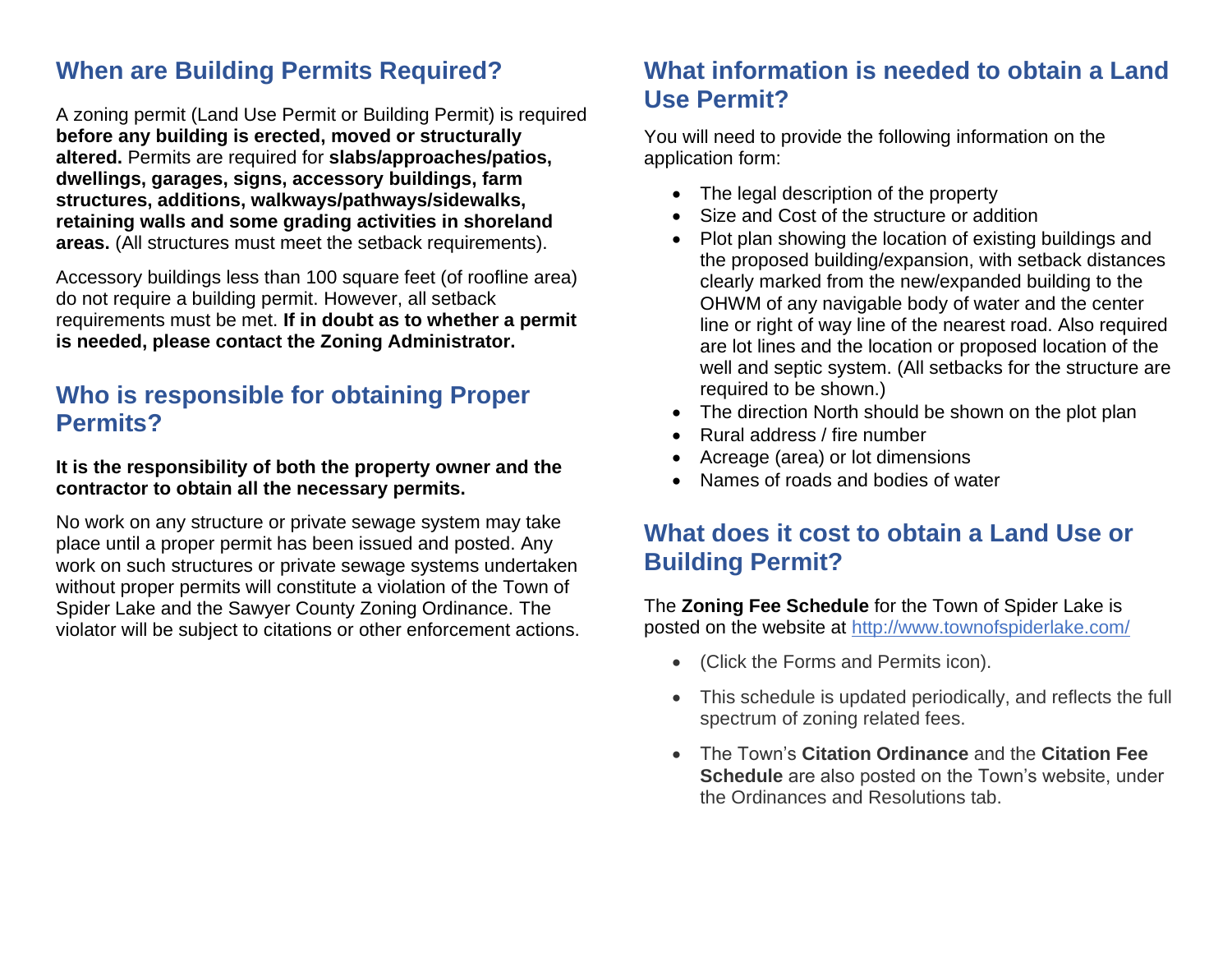## When are Building Permits Required?

A zoning permit (Land Use Permit or Building Permit) is required **before any building is erected, moved or structurally altered.** Permits are required for **slabs/approaches/patios, dwellings, garages, signs, accessory buildings, farm structures, additions, walkways/pathways/sidewalks, retaining walls and some grading activities in shoreland areas.** (All structures must meet the setback requirements).

Accessory buildings less than 100 square feet (of roofline area) do not require a building permit. However, all setback requirements must be met. **If in doubt as to whether a permit is needed, please contact the Zoning Administrator.**

## Who is responsible for obtaining Proper Permits?

**It is the responsibility of both the property owner and the contractor to obtain all the necessary permits.**

No work on any structure or private sewage system may take place until a proper permit has been issued and posted. Any work on such structures or private sewage systems undertaken without proper permits will constitute a violation of the Town of Spider Lake and the Sawyer County Zoning Ordinance. The violator will be subject to citations or other enforcement actions.

## What information is needed to obtain a Land Use Permit?

You will need to provide the following information on the application form:

- The legal description of the property
- Size and Cost of the structure or addition
- Plot plan showing the location of existing buildings and the proposed building/expansion, with setback distances clearly marked from the new/expanded building to the OHWM of any navigable body of water and the center line or right of way line of the nearest road. Also required are lot lines and the location or proposed location of the well and septic system. (All setbacks for the structure are required to be shown.)
- The direction North should be shown on the plot plan
- Rural address / fire number
- Acreage (area) or lot dimensions
- Names of roads and bodies of water

## What does it cost to obtain a Land Use or Building Permit?

The **Zoning Fee Schedule** for the Town of Spider Lake is posted on the website at http://www.townofspiderlake.com/

- (Click the Forms and Permits icon).
- This schedule is updated periodically, and reflects the full spectrum of zoning related fees.
- The Town's **Citation Ordinance** and the **Citation Fee Schedule** are also posted on the Town's website, under the Ordinances and Resolutions tab.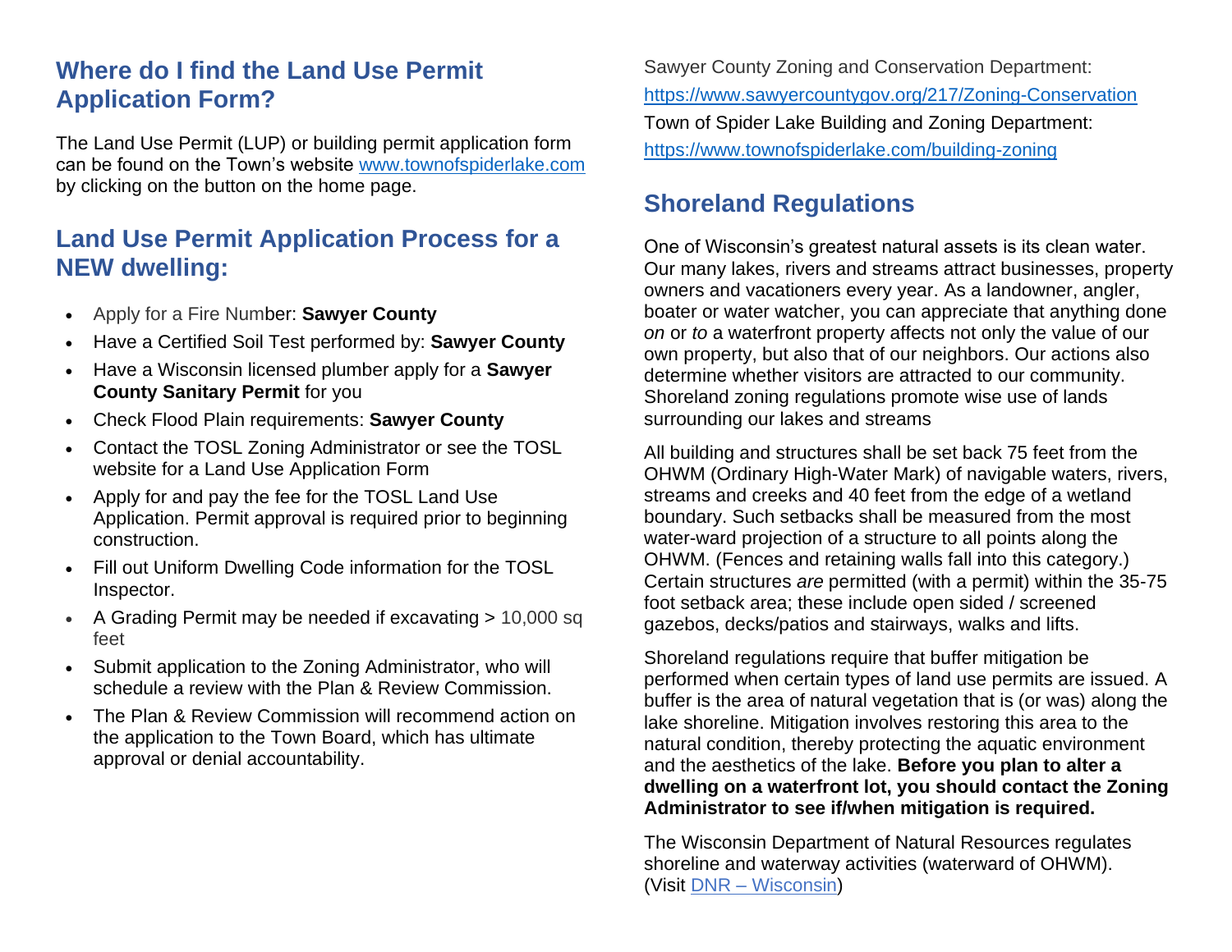## Where do I find the Land Use Permit Application Form?

The Land Use Permit (LUP) or building permit application form can be found on the Town's website www.townofspiderlake.com by clicking on the button on the home page.

## Land Use Permit Application Process for a NEW dwelling:

- Apply for a Fire Number: **Sawyer County**
- Have a Certified Soil Test performed by: **Sawyer County**
- Have a Wisconsin licensed plumber apply for a **Sawyer County Sanitary Permit** for you
- Check Flood Plain requirements: **Sawyer County**
- Contact the TOSL Zoning Administrator or see the TOSL website for a Land Use Application Form
- Apply for and pay the fee for the TOSL Land Use Application. Permit approval is required prior to beginning construction.
- Fill out Uniform Dwelling Code information for the TOSL Inspector.
- A Grading Permit may be needed if excavating > 10,000 sq feet
- Submit application to the Zoning Administrator, who will schedule a review with the Plan & Review Commission.
- The Plan & Review Commission will recommend action on the application to the Town Board, which has ultimate approval or denial accountability.

Sawyer County Zoning and Conservation Department:
https://www.sawyercountygov.org/217/Zoning-Conservation
Town of Spider Lake Building and Zoning Department:
https://www.townofspiderlake.com/building-zoning

## Shoreland Regulations

One of Wisconsin's greatest natural assets is its clean water. Our many lakes, rivers and streams attract businesses, property owners and vacationers every year. As a landowner, angler, boater or water watcher, you can appreciate that anything done *on* or *to* a waterfront property affects not only the value of our own property, but also that of our neighbors. Our actions also determine whether visitors are attracted to our community. Shoreland zoning regulations promote wise use of lands surrounding our lakes and streams

All building and structures shall be set back 75 feet from the OHWM (Ordinary High-Water Mark) of navigable waters, rivers, streams and creeks and 40 feet from the edge of a wetland boundary. Such setbacks shall be measured from the most water-ward projection of a structure to all points along the OHWM. (Fences and retaining walls fall into this category.) Certain structures *are* permitted (with a permit) within the 35-75 foot setback area; these include open sided / screened gazebos, decks/patios and stairways, walks and lifts.

Shoreland regulations require that buffer mitigation be performed when certain types of land use permits are issued. A buffer is the area of natural vegetation that is (or was) along the lake shoreline. Mitigation involves restoring this area to the natural condition, thereby protecting the aquatic environment and the aesthetics of the lake. **Before you plan to alter a dwelling on a waterfront lot, you should contact the Zoning Administrator to see if/when mitigation is required.**

The Wisconsin Department of Natural Resources regulates shoreline and waterway activities (waterward of OHWM). (Visit DNR – Wisconsin)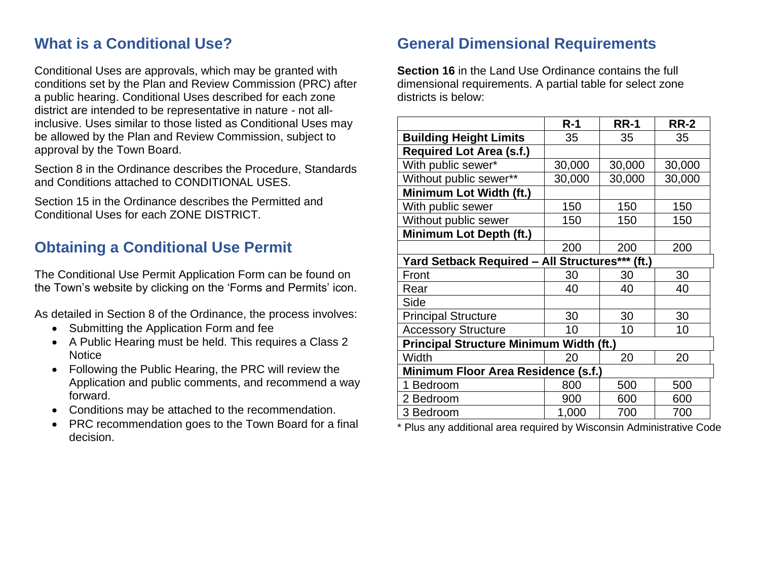## What is a Conditional Use?

Conditional Uses are approvals, which may be granted with conditions set by the Plan and Review Commission (PRC) after a public hearing. Conditional Uses described for each zone district are intended to be representative in nature - not all-inclusive. Uses similar to those listed as Conditional Uses may be allowed by the Plan and Review Commission, subject to approval by the Town Board.

Section 8 in the Ordinance describes the Procedure, Standards and Conditions attached to CONDITIONAL USES.

Section 15 in the Ordinance describes the Permitted and Conditional Uses for each ZONE DISTRICT.

## Obtaining a Conditional Use Permit

The Conditional Use Permit Application Form can be found on the Town's website by clicking on the 'Forms and Permits' icon.

As detailed in Section 8 of the Ordinance, the process involves:

- Submitting the Application Form and fee
- A Public Hearing must be held. This requires a Class 2 Notice
- Following the Public Hearing, the PRC will review the Application and public comments, and recommend a way forward.
- Conditions may be attached to the recommendation.
- PRC recommendation goes to the Town Board for a final decision.

## General Dimensional Requirements

**Section 16** in the Land Use Ordinance contains the full dimensional requirements. A partial table for select zone districts is below:

| | **R-1** | **RR-1** | **RR-2** |
|---|---|---|---|
| **Building Height Limits** | 35 | 35 | 35 |
| **Required Lot Area (s.f.)** | | | |
| With public sewer* | 30,000 | 30,000 | 30,000 |
| Without public sewer** | 30,000 | 30,000 | 30,000 |
| **Minimum Lot Width (ft.)** | | | |
| With public sewer | 150 | 150 | 150 |
| Without public sewer | 150 | 150 | 150 |
| **Minimum Lot Depth (ft.)** | | | |
| | 200 | 200 | 200 |
| **Yard Setback Required – All Structures*** (ft.)** | | | |
| Front | 30 | 30 | 30 |
| Rear | 40 | 40 | 40 |
| Side | | | |
| Principal Structure | 30 | 30 | 30 |
| Accessory Structure | 10 | 10 | 10 |
| **Principal Structure Minimum Width (ft.)** | | | |
| Width | 20 | 20 | 20 |
| **Minimum Floor Area Residence (s.f.)** | | | |
| 1 Bedroom | 800 | 500 | 500 |
| 2 Bedroom | 900 | 600 | 600 |
| 3 Bedroom | 1,000 | 700 | 700 |

* Plus any additional area required by Wisconsin Administrative Code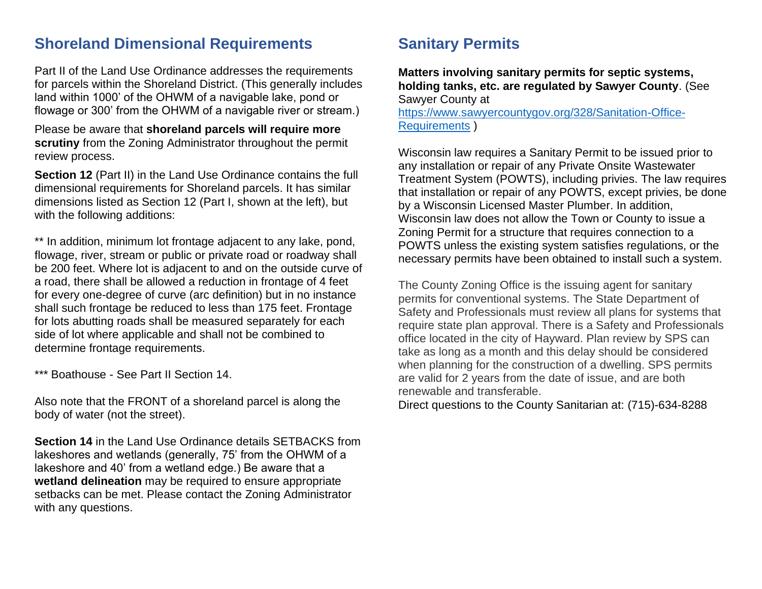## Shoreland Dimensional Requirements

Part II of the Land Use Ordinance addresses the requirements for parcels within the Shoreland District. (This generally includes land within 1000' of the OHWM of a navigable lake, pond or flowage or 300' from the OHWM of a navigable river or stream.)

Please be aware that **shoreland parcels will require more scrutiny** from the Zoning Administrator throughout the permit review process.

**Section 12** (Part II) in the Land Use Ordinance contains the full dimensional requirements for Shoreland parcels. It has similar dimensions listed as Section 12 (Part I, shown at the left), but with the following additions:

** In addition, minimum lot frontage adjacent to any lake, pond, flowage, river, stream or public or private road or roadway shall be 200 feet. Where lot is adjacent to and on the outside curve of a road, there shall be allowed a reduction in frontage of 4 feet for every one-degree of curve (arc definition) but in no instance shall such frontage be reduced to less than 175 feet. Frontage for lots abutting roads shall be measured separately for each side of lot where applicable and shall not be combined to determine frontage requirements.

*** Boathouse - See Part II Section 14.

Also note that the FRONT of a shoreland parcel is along the body of water (not the street).

**Section 14** in the Land Use Ordinance details SETBACKS from lakeshores and wetlands (generally, 75' from the OHWM of a lakeshore and 40' from a wetland edge.) Be aware that a **wetland delineation** may be required to ensure appropriate setbacks can be met. Please contact the Zoning Administrator with any questions.

## Sanitary Permits

**Matters involving sanitary permits for septic systems, holding tanks, etc. are regulated by Sawyer County**. (See Sawyer County at [https://www.sawyercountygov.org/328/Sanitation-Office-Requirements](https://www.sawyercountygov.org/328/Sanitation-Office-Requirements) )

Wisconsin law requires a Sanitary Permit to be issued prior to any installation or repair of any Private Onsite Wastewater Treatment System (POWTS), including privies. The law requires that installation or repair of any POWTS, except privies, be done by a Wisconsin Licensed Master Plumber. In addition, Wisconsin law does not allow the Town or County to issue a Zoning Permit for a structure that requires connection to a POWTS unless the existing system satisfies regulations, or the necessary permits have been obtained to install such a system.

The County Zoning Office is the issuing agent for sanitary permits for conventional systems. The State Department of Safety and Professionals must review all plans for systems that require state plan approval. There is a Safety and Professionals office located in the city of Hayward. Plan review by SPS can take as long as a month and this delay should be considered when planning for the construction of a dwelling. SPS permits are valid for 2 years from the date of issue, and are both renewable and transferable.

Direct questions to the County Sanitarian at: (715)-634-8288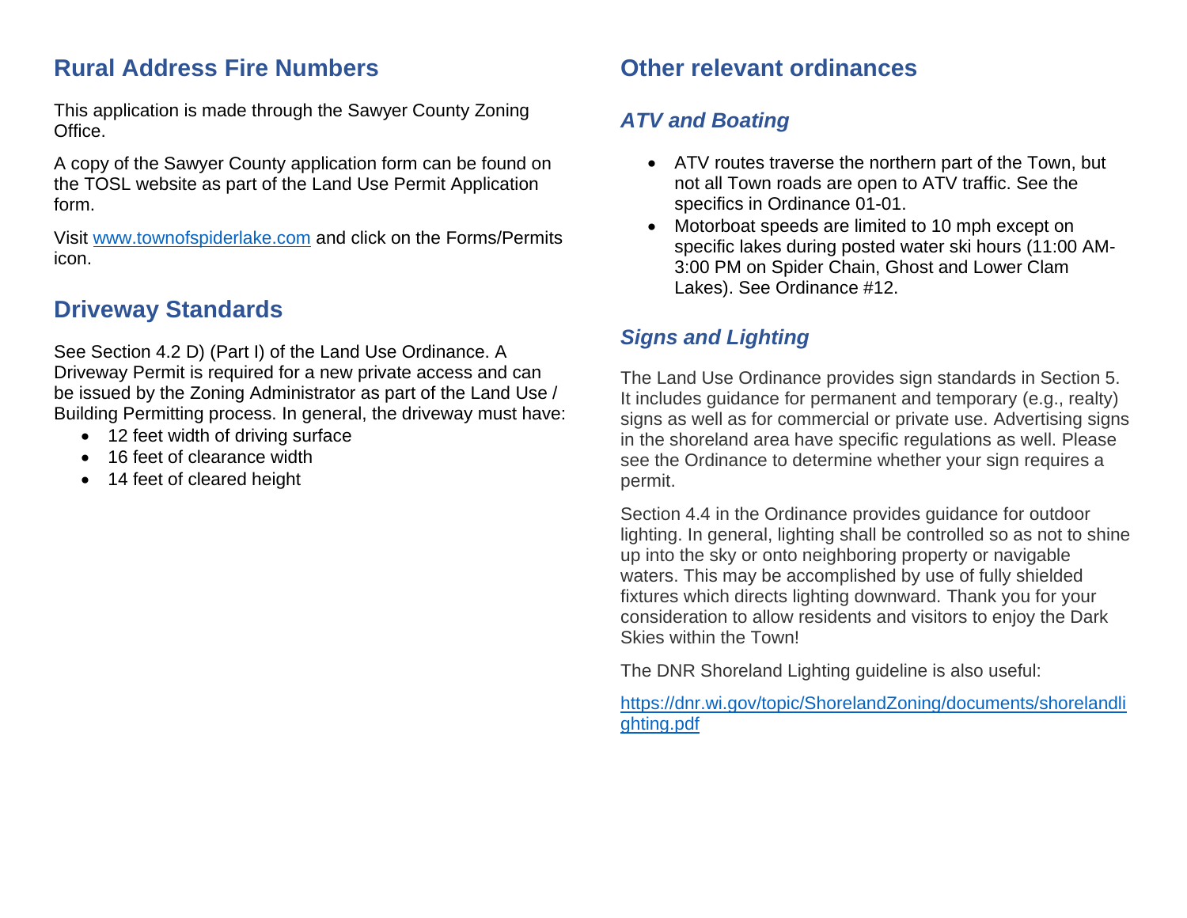## Rural Address Fire Numbers

This application is made through the Sawyer County Zoning Office.

A copy of the Sawyer County application form can be found on the TOSL website as part of the Land Use Permit Application form.

Visit [www.townofspiderlake.com](http://www.townofspiderlake.com) and click on the Forms/Permits icon.

## Driveway Standards

See Section 4.2 D) (Part I) of the Land Use Ordinance. A Driveway Permit is required for a new private access and can be issued by the Zoning Administrator as part of the Land Use / Building Permitting process. In general, the driveway must have:

- 12 feet width of driving surface
- 16 feet of clearance width
- 14 feet of cleared height

## Other relevant ordinances

### *ATV and Boating*

- ATV routes traverse the northern part of the Town, but not all Town roads are open to ATV traffic. See the specifics in Ordinance 01-01.
- Motorboat speeds are limited to 10 mph except on specific lakes during posted water ski hours (11:00 AM-3:00 PM on Spider Chain, Ghost and Lower Clam Lakes). See Ordinance #12.

### *Signs and Lighting*

The Land Use Ordinance provides sign standards in Section 5. It includes guidance for permanent and temporary (e.g., realty) signs as well as for commercial or private use. Advertising signs in the shoreland area have specific regulations as well. Please see the Ordinance to determine whether your sign requires a permit.

Section 4.4 in the Ordinance provides guidance for outdoor lighting. In general, lighting shall be controlled so as not to shine up into the sky or onto neighboring property or navigable waters. This may be accomplished by use of fully shielded fixtures which directs lighting downward. Thank you for your consideration to allow residents and visitors to enjoy the Dark Skies within the Town!

The DNR Shoreland Lighting guideline is also useful:

[https://dnr.wi.gov/topic/ShorelandZoning/documents/shorelandlighting.pdf](https://dnr.wi.gov/topic/ShorelandZoning/documents/shorelandlighting.pdf)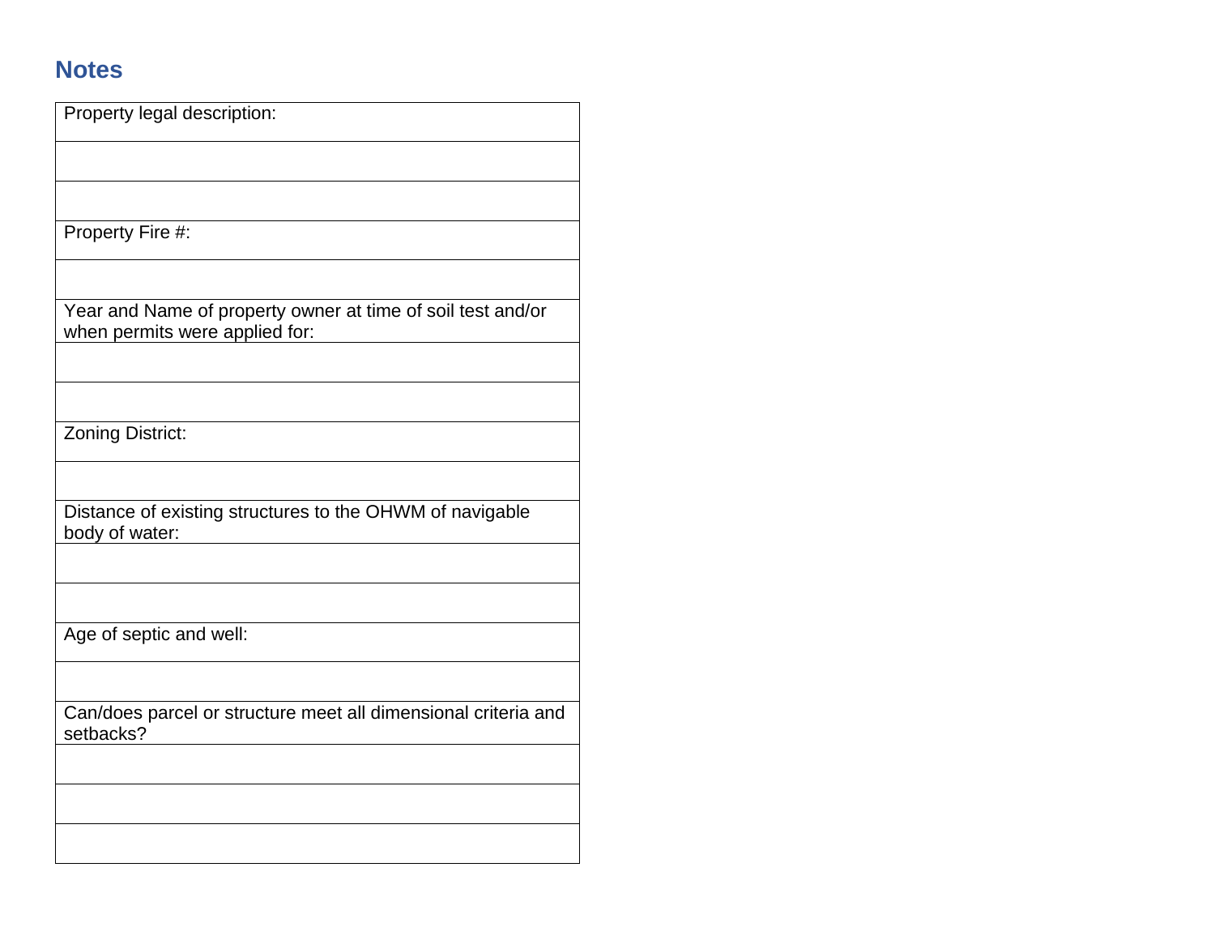## Notes

| |
|---|
| Property legal description: |
| |
| |
| Property Fire #: |
| |
| Year and Name of property owner at time of soil test and/or when permits were applied for: |
| |
| |
| Zoning District: |
| |
| Distance of existing structures to the OHWM of navigable body of water: |
| |
| |
| Age of septic and well: |
| |
| Can/does parcel or structure meet all dimensional criteria and setbacks? |
| |
| |
| |